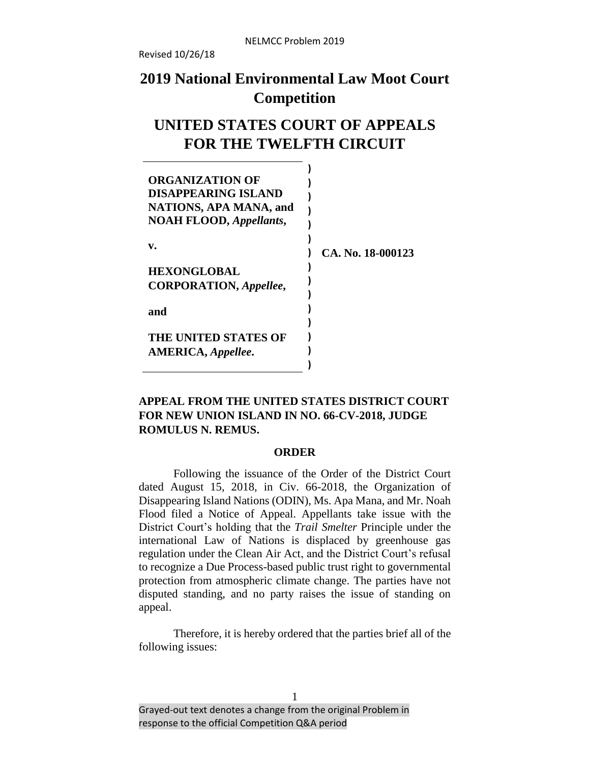NELMCC Problem 2019

Revised 10/26/18

# 2019 National Environmental Law Moot Court Competition

# UNITED STATES COURT OF APPEALS FOR THE TWELFTH CIRCUIT

| | |
|---|---|
| **ORGANIZATION OF DISAPPEARING ISLAND NATIONS, APA MANA, and NOAH FLOOD,** ***Appellants*****,** | |
| **v.** | **CA. No. 18-000123** |
| **HEXONGLOBAL CORPORATION,** ***Appellee*****,** | |
| **and** | |
| **THE UNITED STATES OF AMERICA,** ***Appellee*****.** | |

**APPEAL FROM THE UNITED STATES DISTRICT COURT FOR NEW UNION ISLAND IN NO. 66-CV-2018, JUDGE ROMULUS N. REMUS.**

**ORDER**

Following the issuance of the Order of the District Court dated August 15, 2018, in Civ. 66-2018, the Organization of Disappearing Island Nations (ODIN), Ms. Apa Mana, and Mr. Noah Flood filed a Notice of Appeal. Appellants take issue with the District Court's holding that the *Trail Smelter* Principle under the international Law of Nations is displaced by greenhouse gas regulation under the Clean Air Act, and the District Court's refusal to recognize a Due Process-based public trust right to governmental protection from atmospheric climate change. The parties have not disputed standing, and no party raises the issue of standing on appeal.

Therefore, it is hereby ordered that the parties brief all of the following issues:

Grayed-out text denotes a change from the original Problem in response to the official Competition Q&A period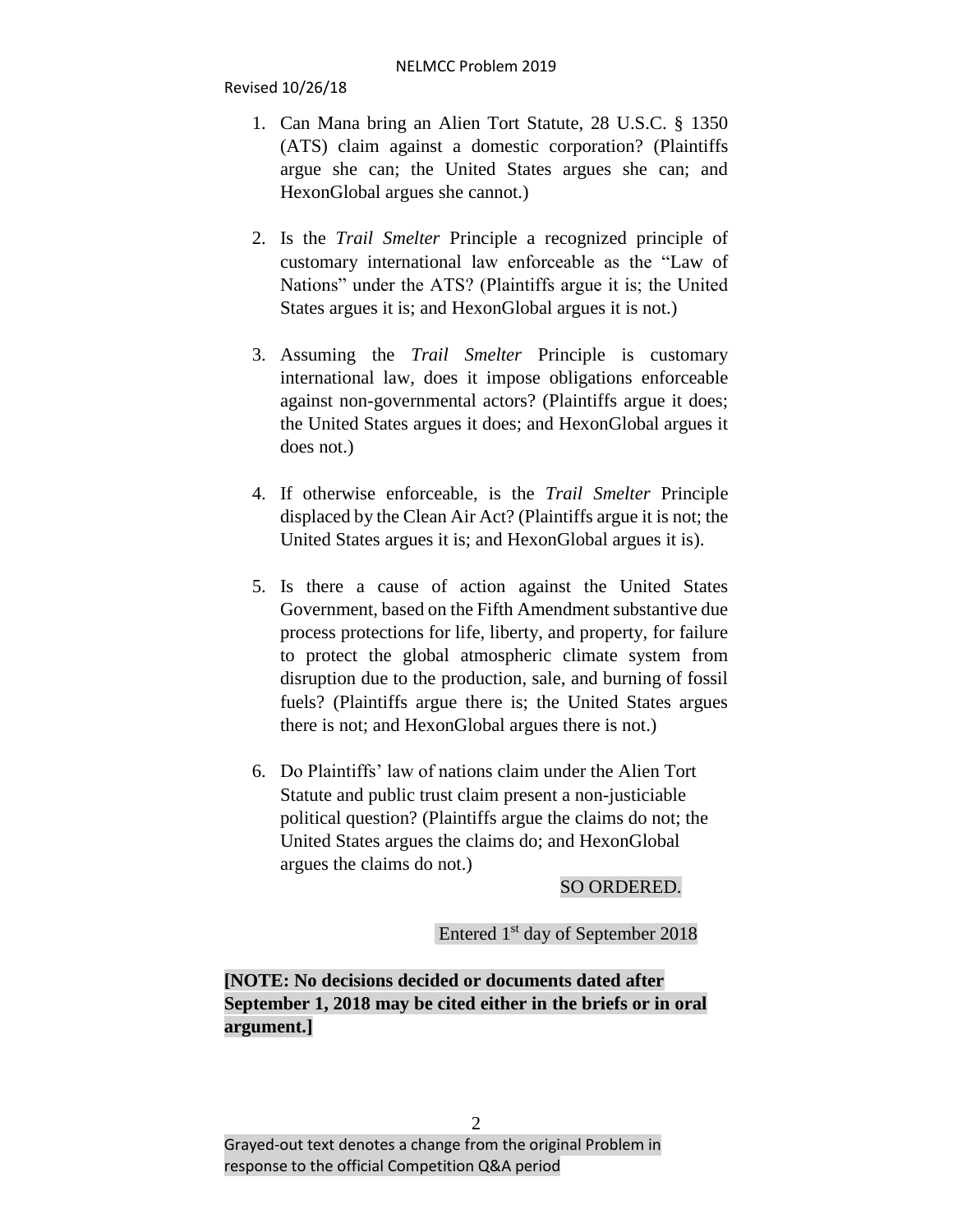1. Can Mana bring an Alien Tort Statute, 28 U.S.C. § 1350 (ATS) claim against a domestic corporation? (Plaintiffs argue she can; the United States argues she can; and HexonGlobal argues she cannot.)

2. Is the *Trail Smelter* Principle a recognized principle of customary international law enforceable as the "Law of Nations" under the ATS? (Plaintiffs argue it is; the United States argues it is; and HexonGlobal argues it is not.)

3. Assuming the *Trail Smelter* Principle is customary international law, does it impose obligations enforceable against non-governmental actors? (Plaintiffs argue it does; the United States argues it does; and HexonGlobal argues it does not.)

4. If otherwise enforceable, is the *Trail Smelter* Principle displaced by the Clean Air Act? (Plaintiffs argue it is not; the United States argues it is; and HexonGlobal argues it is).

5. Is there a cause of action against the United States Government, based on the Fifth Amendment substantive due process protections for life, liberty, and property, for failure to protect the global atmospheric climate system from disruption due to the production, sale, and burning of fossil fuels? (Plaintiffs argue there is; the United States argues there is not; and HexonGlobal argues there is not.)

6. Do Plaintiffs' law of nations claim under the Alien Tort Statute and public trust claim present a non-justiciable political question? (Plaintiffs argue the claims do not; the United States argues the claims do; and HexonGlobal argues the claims do not.)

SO ORDERED.

Entered 1st day of September 2018

**[NOTE: No decisions decided or documents dated after September 1, 2018 may be cited either in the briefs or in oral argument.]**

Grayed-out text denotes a change from the original Problem in response to the official Competition Q&A period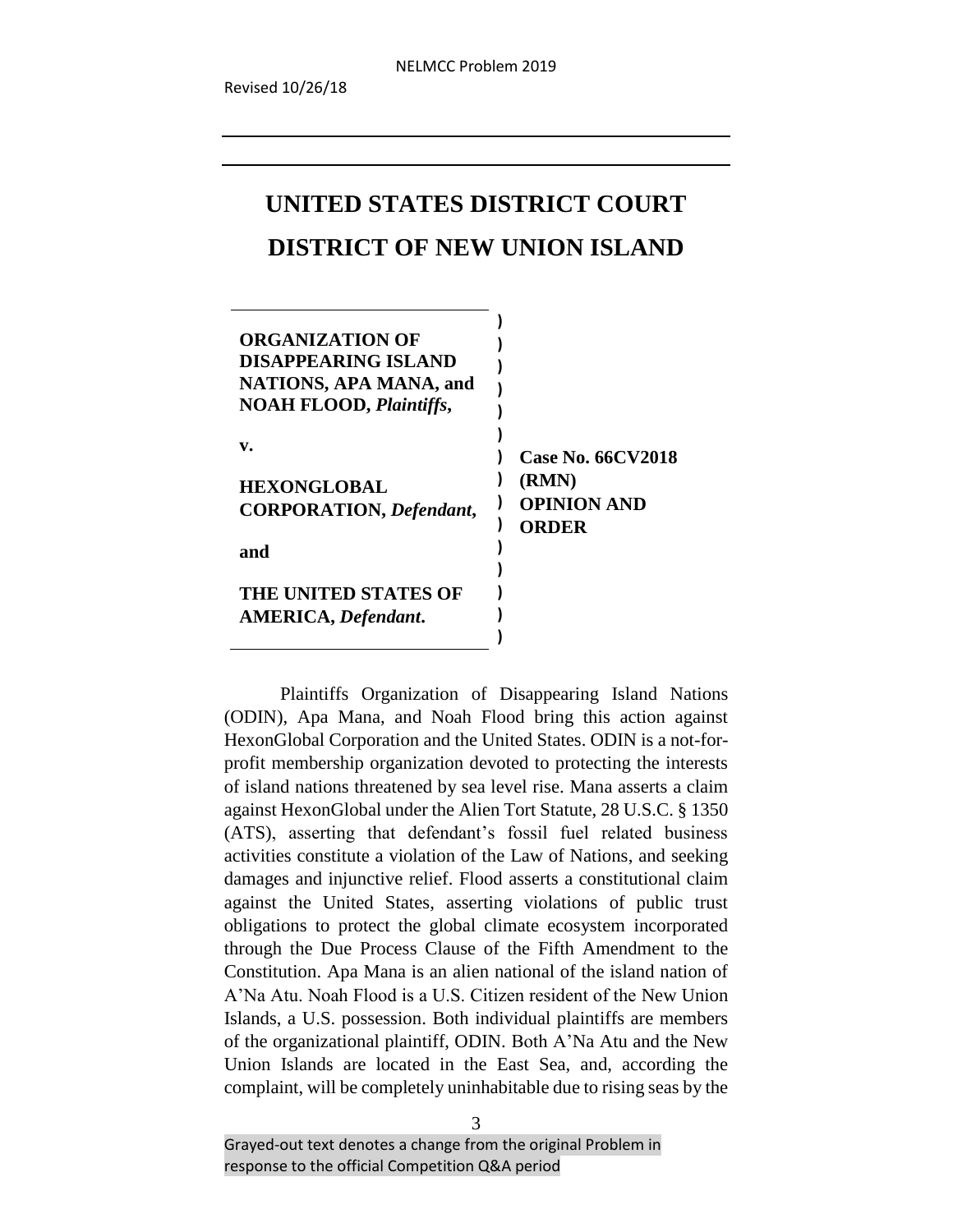# UNITED STATES DISTRICT COURT

# DISTRICT OF NEW UNION ISLAND

| | |
|---|---|
| **ORGANIZATION OF DISAPPEARING ISLAND NATIONS, APA MANA, and NOAH FLOOD,** ***Plaintiffs*****,** | |
| **v.** | **Case No. 66CV2018 (RMN)** |
| **HEXONGLOBAL CORPORATION,** ***Defendant*****,** | **OPINION AND ORDER** |
| **and** | |
| **THE UNITED STATES OF AMERICA,** ***Defendant*****.** | |

Plaintiffs Organization of Disappearing Island Nations (ODIN), Apa Mana, and Noah Flood bring this action against HexonGlobal Corporation and the United States. ODIN is a not-for-profit membership organization devoted to protecting the interests of island nations threatened by sea level rise. Mana asserts a claim against HexonGlobal under the Alien Tort Statute, 28 U.S.C. § 1350 (ATS), asserting that defendant's fossil fuel related business activities constitute a violation of the Law of Nations, and seeking damages and injunctive relief. Flood asserts a constitutional claim against the United States, asserting violations of public trust obligations to protect the global climate ecosystem incorporated through the Due Process Clause of the Fifth Amendment to the Constitution. Apa Mana is an alien national of the island nation of A'Na Atu. Noah Flood is a U.S. Citizen resident of the New Union Islands, a U.S. possession. Both individual plaintiffs are members of the organizational plaintiff, ODIN. Both A'Na Atu and the New Union Islands are located in the East Sea, and, according the complaint, will be completely uninhabitable due to rising seas by the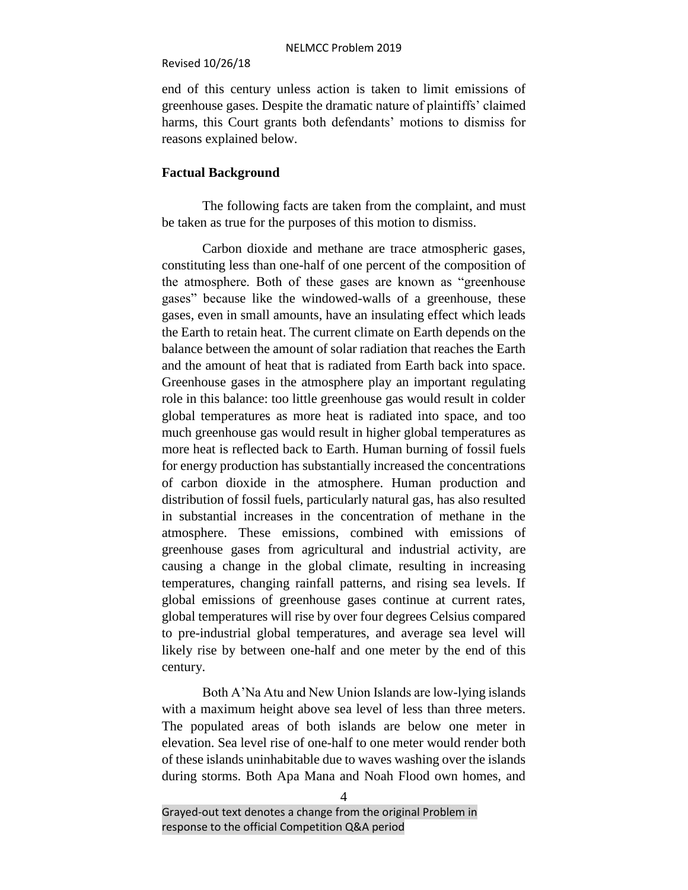end of this century unless action is taken to limit emissions of greenhouse gases. Despite the dramatic nature of plaintiffs' claimed harms, this Court grants both defendants' motions to dismiss for reasons explained below.

**Factual Background**

The following facts are taken from the complaint, and must be taken as true for the purposes of this motion to dismiss.

Carbon dioxide and methane are trace atmospheric gases, constituting less than one-half of one percent of the composition of the atmosphere. Both of these gases are known as "greenhouse gases" because like the windowed-walls of a greenhouse, these gases, even in small amounts, have an insulating effect which leads the Earth to retain heat. The current climate on Earth depends on the balance between the amount of solar radiation that reaches the Earth and the amount of heat that is radiated from Earth back into space. Greenhouse gases in the atmosphere play an important regulating role in this balance: too little greenhouse gas would result in colder global temperatures as more heat is radiated into space, and too much greenhouse gas would result in higher global temperatures as more heat is reflected back to Earth. Human burning of fossil fuels for energy production has substantially increased the concentrations of carbon dioxide in the atmosphere. Human production and distribution of fossil fuels, particularly natural gas, has also resulted in substantial increases in the concentration of methane in the atmosphere. These emissions, combined with emissions of greenhouse gases from agricultural and industrial activity, are causing a change in the global climate, resulting in increasing temperatures, changing rainfall patterns, and rising sea levels. If global emissions of greenhouse gases continue at current rates, global temperatures will rise by over four degrees Celsius compared to pre-industrial global temperatures, and average sea level will likely rise by between one-half and one meter by the end of this century.

Both A'Na Atu and New Union Islands are low-lying islands with a maximum height above sea level of less than three meters. The populated areas of both islands are below one meter in elevation. Sea level rise of one-half to one meter would render both of these islands uninhabitable due to waves washing over the islands during storms. Both Apa Mana and Noah Flood own homes, and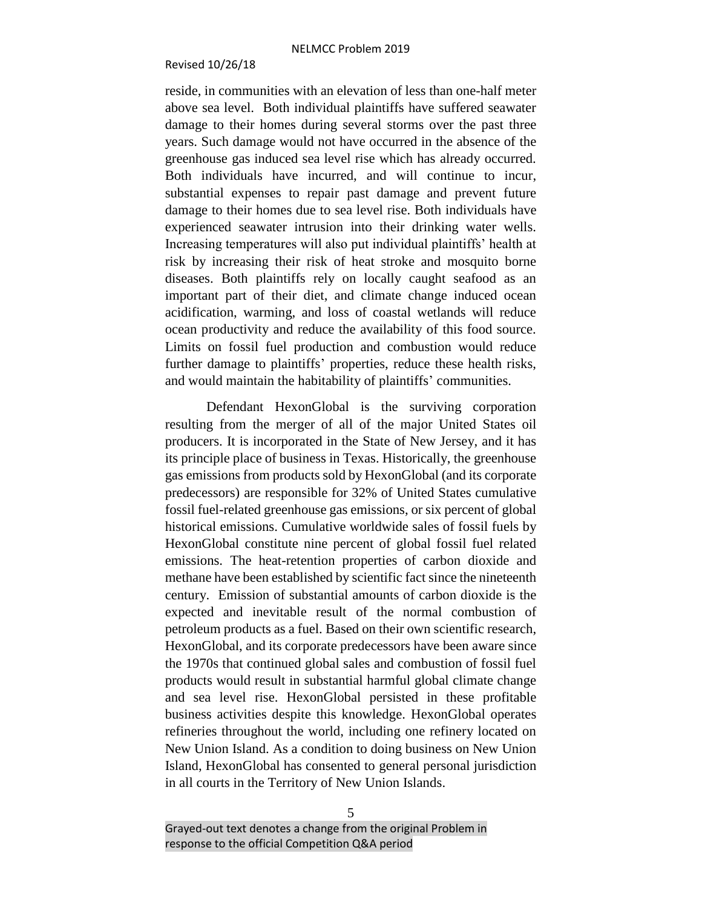reside, in communities with an elevation of less than one-half meter above sea level. Both individual plaintiffs have suffered seawater damage to their homes during several storms over the past three years. Such damage would not have occurred in the absence of the greenhouse gas induced sea level rise which has already occurred. Both individuals have incurred, and will continue to incur, substantial expenses to repair past damage and prevent future damage to their homes due to sea level rise. Both individuals have experienced seawater intrusion into their drinking water wells. Increasing temperatures will also put individual plaintiffs' health at risk by increasing their risk of heat stroke and mosquito borne diseases. Both plaintiffs rely on locally caught seafood as an important part of their diet, and climate change induced ocean acidification, warming, and loss of coastal wetlands will reduce ocean productivity and reduce the availability of this food source. Limits on fossil fuel production and combustion would reduce further damage to plaintiffs' properties, reduce these health risks, and would maintain the habitability of plaintiffs' communities.

Defendant HexonGlobal is the surviving corporation resulting from the merger of all of the major United States oil producers. It is incorporated in the State of New Jersey, and it has its principle place of business in Texas. Historically, the greenhouse gas emissions from products sold by HexonGlobal (and its corporate predecessors) are responsible for 32% of United States cumulative fossil fuel-related greenhouse gas emissions, or six percent of global historical emissions. Cumulative worldwide sales of fossil fuels by HexonGlobal constitute nine percent of global fossil fuel related emissions. The heat-retention properties of carbon dioxide and methane have been established by scientific fact since the nineteenth century. Emission of substantial amounts of carbon dioxide is the expected and inevitable result of the normal combustion of petroleum products as a fuel. Based on their own scientific research, HexonGlobal, and its corporate predecessors have been aware since the 1970s that continued global sales and combustion of fossil fuel products would result in substantial harmful global climate change and sea level rise. HexonGlobal persisted in these profitable business activities despite this knowledge. HexonGlobal operates refineries throughout the world, including one refinery located on New Union Island. As a condition to doing business on New Union Island, HexonGlobal has consented to general personal jurisdiction in all courts in the Territory of New Union Islands.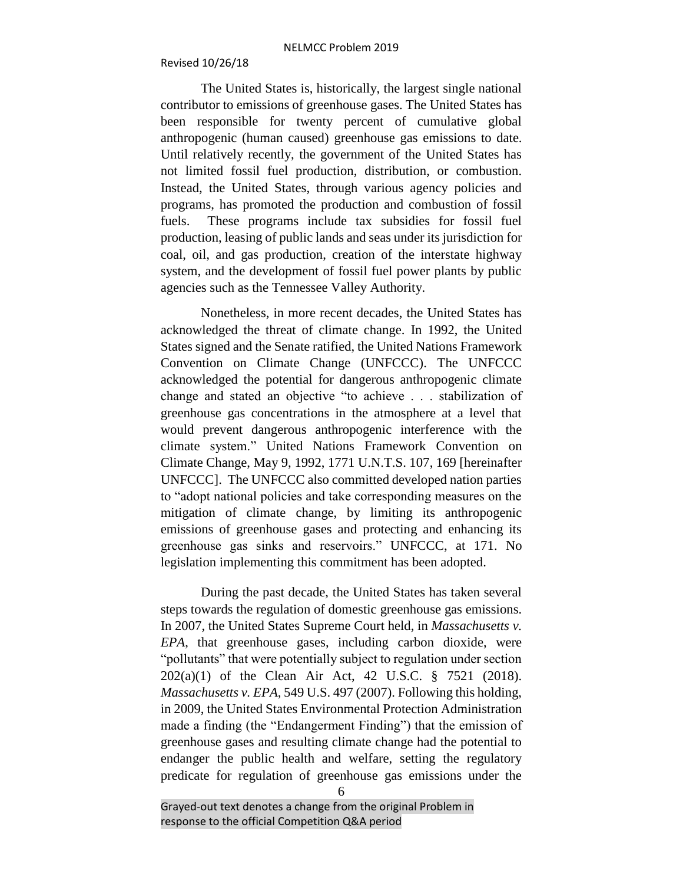The United States is, historically, the largest single national contributor to emissions of greenhouse gases. The United States has been responsible for twenty percent of cumulative global anthropogenic (human caused) greenhouse gas emissions to date. Until relatively recently, the government of the United States has not limited fossil fuel production, distribution, or combustion. Instead, the United States, through various agency policies and programs, has promoted the production and combustion of fossil fuels. These programs include tax subsidies for fossil fuel production, leasing of public lands and seas under its jurisdiction for coal, oil, and gas production, creation of the interstate highway system, and the development of fossil fuel power plants by public agencies such as the Tennessee Valley Authority.

Nonetheless, in more recent decades, the United States has acknowledged the threat of climate change. In 1992, the United States signed and the Senate ratified, the United Nations Framework Convention on Climate Change (UNFCCC). The UNFCCC acknowledged the potential for dangerous anthropogenic climate change and stated an objective "to achieve . . . stabilization of greenhouse gas concentrations in the atmosphere at a level that would prevent dangerous anthropogenic interference with the climate system." United Nations Framework Convention on Climate Change, May 9, 1992, 1771 U.N.T.S. 107, 169 [hereinafter UNFCCC]. The UNFCCC also committed developed nation parties to "adopt national policies and take corresponding measures on the mitigation of climate change, by limiting its anthropogenic emissions of greenhouse gases and protecting and enhancing its greenhouse gas sinks and reservoirs." UNFCCC, at 171. No legislation implementing this commitment has been adopted.

During the past decade, the United States has taken several steps towards the regulation of domestic greenhouse gas emissions. In 2007, the United States Supreme Court held, in *Massachusetts v. EPA*, that greenhouse gases, including carbon dioxide, were "pollutants" that were potentially subject to regulation under section 202(a)(1) of the Clean Air Act, 42 U.S.C. § 7521 (2018). *Massachusetts v. EPA*, 549 U.S. 497 (2007). Following this holding, in 2009, the United States Environmental Protection Administration made a finding (the "Endangerment Finding") that the emission of greenhouse gases and resulting climate change had the potential to endanger the public health and welfare, setting the regulatory predicate for regulation of greenhouse gas emissions under the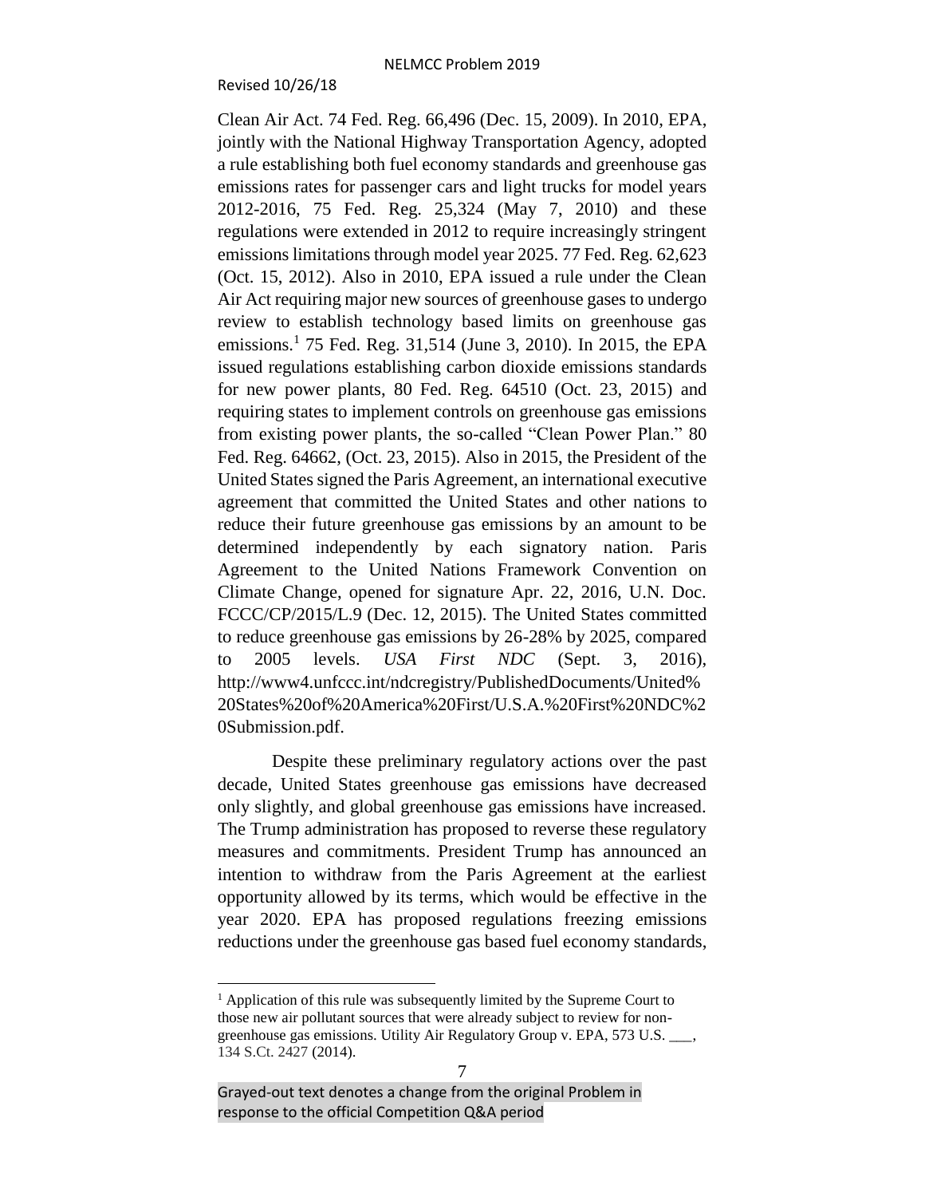Clean Air Act. 74 Fed. Reg. 66,496 (Dec. 15, 2009). In 2010, EPA, jointly with the National Highway Transportation Agency, adopted a rule establishing both fuel economy standards and greenhouse gas emissions rates for passenger cars and light trucks for model years 2012-2016, 75 Fed. Reg. 25,324 (May 7, 2010) and these regulations were extended in 2012 to require increasingly stringent emissions limitations through model year 2025. 77 Fed. Reg. 62,623 (Oct. 15, 2012). Also in 2010, EPA issued a rule under the Clean Air Act requiring major new sources of greenhouse gases to undergo review to establish technology based limits on greenhouse gas emissions.[1] 75 Fed. Reg. 31,514 (June 3, 2010). In 2015, the EPA issued regulations establishing carbon dioxide emissions standards for new power plants, 80 Fed. Reg. 64510 (Oct. 23, 2015) and requiring states to implement controls on greenhouse gas emissions from existing power plants, the so-called "Clean Power Plan." 80 Fed. Reg. 64662, (Oct. 23, 2015). Also in 2015, the President of the United States signed the Paris Agreement, an international executive agreement that committed the United States and other nations to reduce their future greenhouse gas emissions by an amount to be determined independently by each signatory nation. Paris Agreement to the United Nations Framework Convention on Climate Change, opened for signature Apr. 22, 2016, U.N. Doc. FCCC/CP/2015/L.9 (Dec. 12, 2015). The United States committed to reduce greenhouse gas emissions by 26-28% by 2025, compared to 2005 levels. *USA First NDC* (Sept. 3, 2016), http://www4.unfccc.int/ndcregistry/PublishedDocuments/United%20States%20of%20America%20First/U.S.A.%20First%20NDC%20Submission.pdf.

Despite these preliminary regulatory actions over the past decade, United States greenhouse gas emissions have decreased only slightly, and global greenhouse gas emissions have increased. The Trump administration has proposed to reverse these regulatory measures and commitments. President Trump has announced an intention to withdraw from the Paris Agreement at the earliest opportunity allowed by its terms, which would be effective in the year 2020. EPA has proposed regulations freezing emissions reductions under the greenhouse gas based fuel economy standards,

---

[1] Application of this rule was subsequently limited by the Supreme Court to those new air pollutant sources that were already subject to review for non-greenhouse gas emissions. Utility Air Regulatory Group v. EPA, 573 U.S. ___, 134 S.Ct. 2427 (2014).

Grayed-out text denotes a change from the original Problem in response to the official Competition Q&A period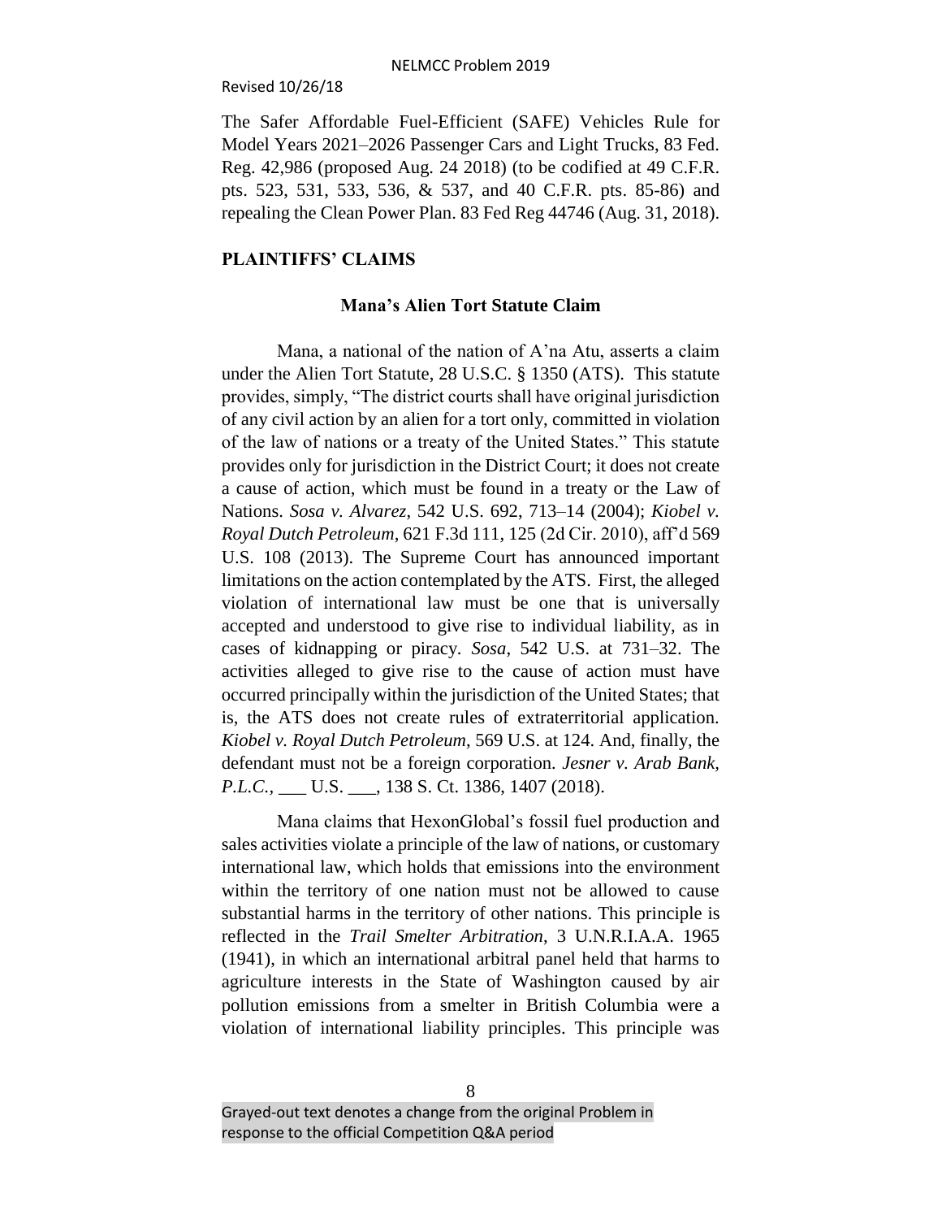The Safer Affordable Fuel-Efficient (SAFE) Vehicles Rule for Model Years 2021–2026 Passenger Cars and Light Trucks, 83 Fed. Reg. 42,986 (proposed Aug. 24 2018) (to be codified at 49 C.F.R. pts. 523, 531, 533, 536, & 537, and 40 C.F.R. pts. 85-86) and repealing the Clean Power Plan. 83 Fed Reg 44746 (Aug. 31, 2018).

## PLAINTIFFS' CLAIMS

### Mana's Alien Tort Statute Claim

Mana, a national of the nation of A'na Atu, asserts a claim under the Alien Tort Statute, 28 U.S.C. § 1350 (ATS). This statute provides, simply, "The district courts shall have original jurisdiction of any civil action by an alien for a tort only, committed in violation of the law of nations or a treaty of the United States." This statute provides only for jurisdiction in the District Court; it does not create a cause of action, which must be found in a treaty or the Law of Nations. *Sosa v. Alvarez*, 542 U.S. 692, 713–14 (2004); *Kiobel v. Royal Dutch Petroleum*, 621 F.3d 111, 125 (2d Cir. 2010), aff'd 569 U.S. 108 (2013). The Supreme Court has announced important limitations on the action contemplated by the ATS. First, the alleged violation of international law must be one that is universally accepted and understood to give rise to individual liability, as in cases of kidnapping or piracy. *Sosa*, 542 U.S. at 731–32. The activities alleged to give rise to the cause of action must have occurred principally within the jurisdiction of the United States; that is, the ATS does not create rules of extraterritorial application. *Kiobel v. Royal Dutch Petroleum*, 569 U.S. at 124. And, finally, the defendant must not be a foreign corporation. *Jesner v. Arab Bank, P.L.C.*, ___ U.S. ___, 138 S. Ct. 1386, 1407 (2018).

Mana claims that HexonGlobal's fossil fuel production and sales activities violate a principle of the law of nations, or customary international law, which holds that emissions into the environment within the territory of one nation must not be allowed to cause substantial harms in the territory of other nations. This principle is reflected in the *Trail Smelter Arbitration*, 3 U.N.R.I.A.A. 1965 (1941), in which an international arbitral panel held that harms to agriculture interests in the State of Washington caused by air pollution emissions from a smelter in British Columbia were a violation of international liability principles. This principle was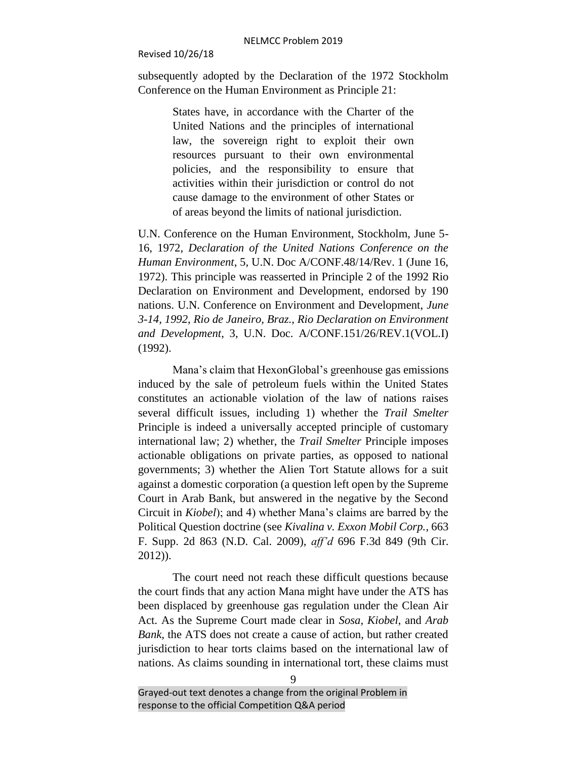subsequently adopted by the Declaration of the 1972 Stockholm Conference on the Human Environment as Principle 21:

> States have, in accordance with the Charter of the United Nations and the principles of international law, the sovereign right to exploit their own resources pursuant to their own environmental policies, and the responsibility to ensure that activities within their jurisdiction or control do not cause damage to the environment of other States or of areas beyond the limits of national jurisdiction.

U.N. Conference on the Human Environment, Stockholm, June 5-16, 1972, *Declaration of the United Nations Conference on the Human Environment*, 5, U.N. Doc A/CONF.48/14/Rev. 1 (June 16, 1972). This principle was reasserted in Principle 2 of the 1992 Rio Declaration on Environment and Development, endorsed by 190 nations. U.N. Conference on Environment and Development, *June 3-14, 1992, Rio de Janeiro, Braz., Rio Declaration on Environment and Development*, 3, U.N. Doc. A/CONF.151/26/REV.1(VOL.I) (1992).

Mana's claim that HexonGlobal's greenhouse gas emissions induced by the sale of petroleum fuels within the United States constitutes an actionable violation of the law of nations raises several difficult issues, including 1) whether the *Trail Smelter* Principle is indeed a universally accepted principle of customary international law; 2) whether, the *Trail Smelter* Principle imposes actionable obligations on private parties, as opposed to national governments; 3) whether the Alien Tort Statute allows for a suit against a domestic corporation (a question left open by the Supreme Court in Arab Bank, but answered in the negative by the Second Circuit in *Kiobel*); and 4) whether Mana's claims are barred by the Political Question doctrine (see *Kivalina v. Exxon Mobil Corp.*, 663 F. Supp. 2d 863 (N.D. Cal. 2009), *aff'd* 696 F.3d 849 (9th Cir. 2012)).

The court need not reach these difficult questions because the court finds that any action Mana might have under the ATS has been displaced by greenhouse gas regulation under the Clean Air Act. As the Supreme Court made clear in *Sosa*, *Kiobel*, and *Arab Bank*, the ATS does not create a cause of action, but rather created jurisdiction to hear torts claims based on the international law of nations. As claims sounding in international tort, these claims must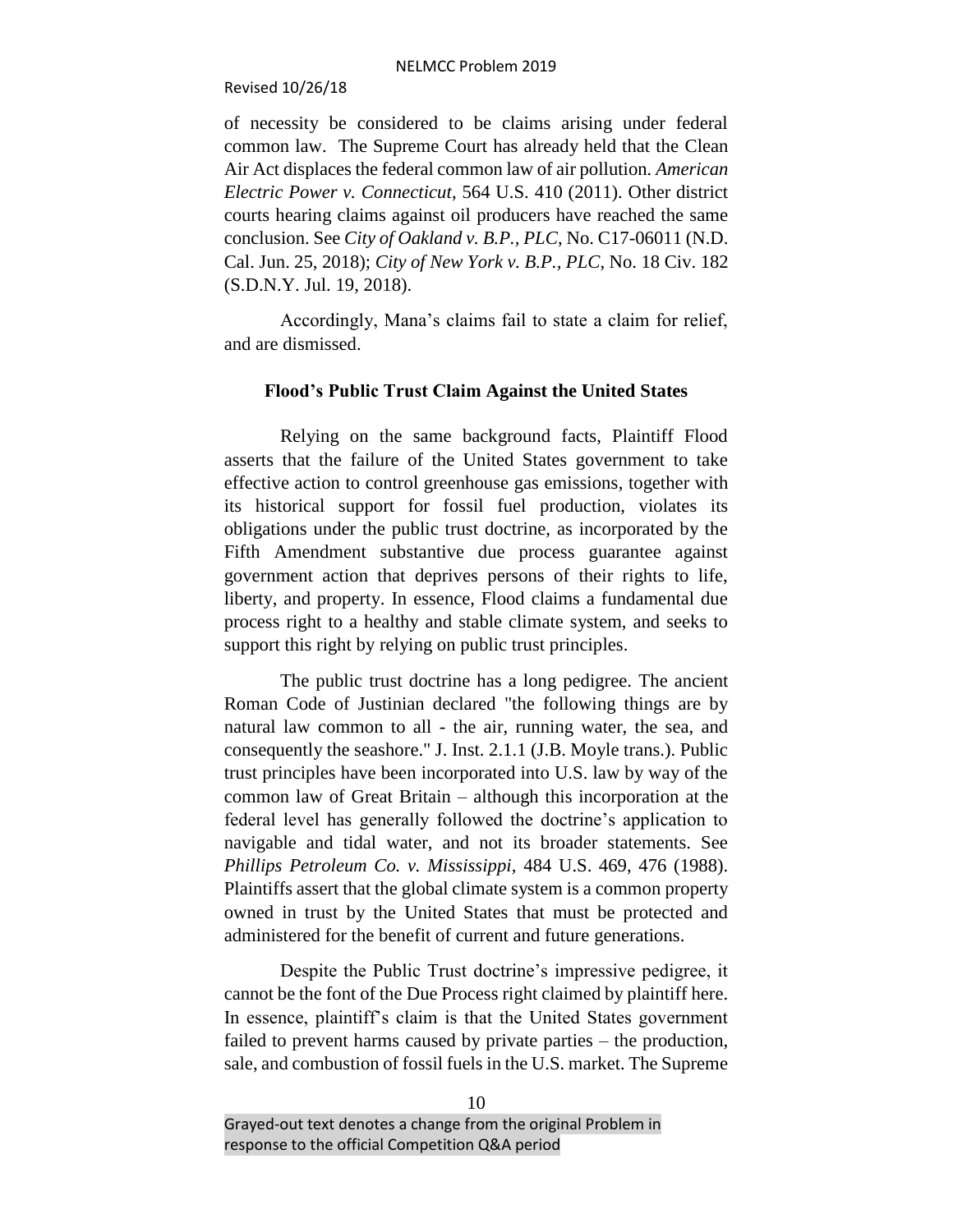of necessity be considered to be claims arising under federal common law. The Supreme Court has already held that the Clean Air Act displaces the federal common law of air pollution. *American Electric Power v. Connecticut*, 564 U.S. 410 (2011). Other district courts hearing claims against oil producers have reached the same conclusion. See *City of Oakland v. B.P., PLC*, No. C17-06011 (N.D. Cal. Jun. 25, 2018); *City of New York v. B.P., PLC*, No. 18 Civ. 182 (S.D.N.Y. Jul. 19, 2018).

Accordingly, Mana's claims fail to state a claim for relief, and are dismissed.

**Flood's Public Trust Claim Against the United States**

Relying on the same background facts, Plaintiff Flood asserts that the failure of the United States government to take effective action to control greenhouse gas emissions, together with its historical support for fossil fuel production, violates its obligations under the public trust doctrine, as incorporated by the Fifth Amendment substantive due process guarantee against government action that deprives persons of their rights to life, liberty, and property. In essence, Flood claims a fundamental due process right to a healthy and stable climate system, and seeks to support this right by relying on public trust principles.

The public trust doctrine has a long pedigree. The ancient Roman Code of Justinian declared "the following things are by natural law common to all - the air, running water, the sea, and consequently the seashore." J. Inst. 2.1.1 (J.B. Moyle trans.). Public trust principles have been incorporated into U.S. law by way of the common law of Great Britain – although this incorporation at the federal level has generally followed the doctrine's application to navigable and tidal water, and not its broader statements. See *Phillips Petroleum Co. v. Mississippi*, 484 U.S. 469, 476 (1988). Plaintiffs assert that the global climate system is a common property owned in trust by the United States that must be protected and administered for the benefit of current and future generations.

Despite the Public Trust doctrine's impressive pedigree, it cannot be the font of the Due Process right claimed by plaintiff here. In essence, plaintiff's claim is that the United States government failed to prevent harms caused by private parties – the production, sale, and combustion of fossil fuels in the U.S. market. The Supreme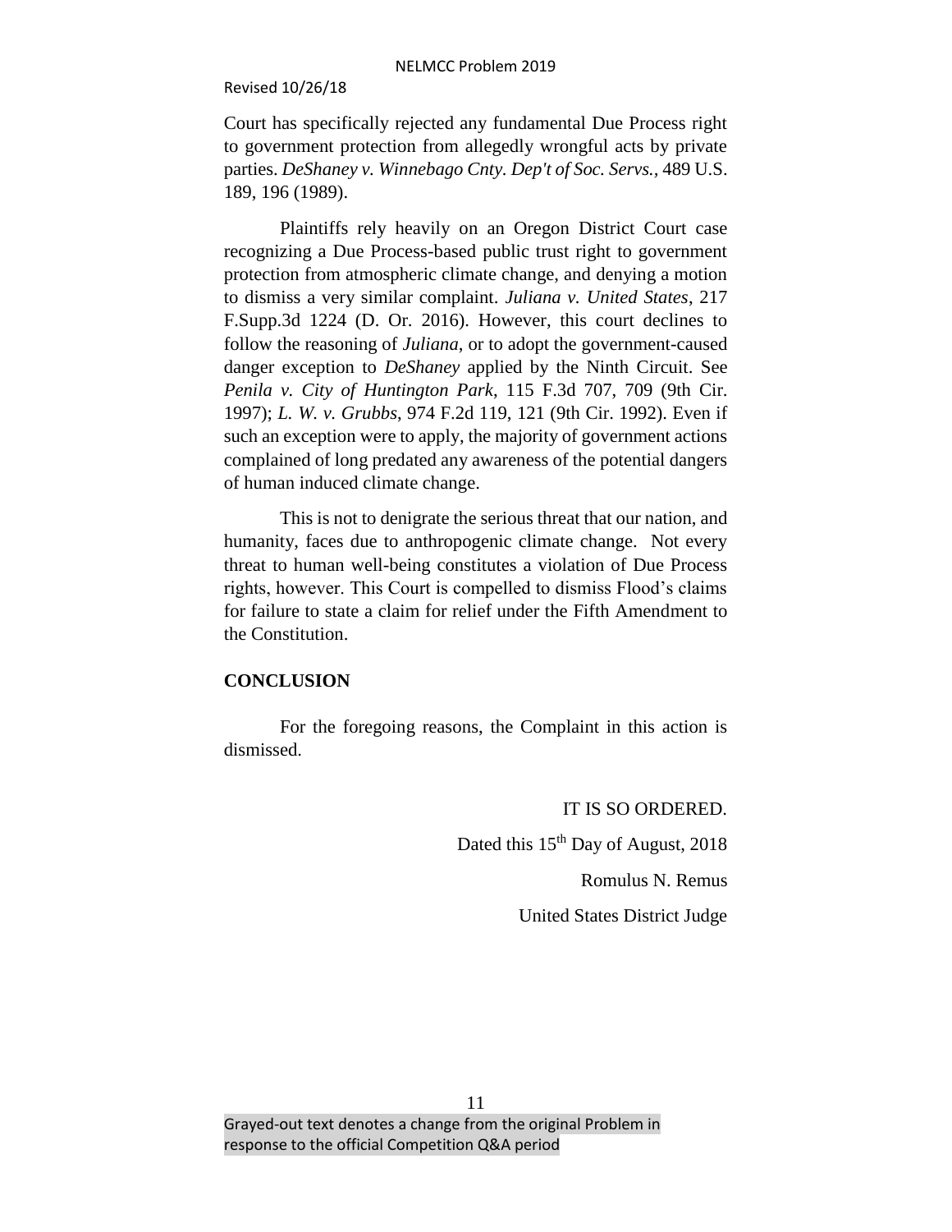Court has specifically rejected any fundamental Due Process right to government protection from allegedly wrongful acts by private parties. *DeShaney v. Winnebago Cnty. Dep't of Soc. Servs.*, 489 U.S. 189, 196 (1989).

Plaintiffs rely heavily on an Oregon District Court case recognizing a Due Process-based public trust right to government protection from atmospheric climate change, and denying a motion to dismiss a very similar complaint. *Juliana v. United States*, 217 F.Supp.3d 1224 (D. Or. 2016). However, this court declines to follow the reasoning of *Juliana*, or to adopt the government-caused danger exception to *DeShaney* applied by the Ninth Circuit. See *Penila v. City of Huntington Park*, 115 F.3d 707, 709 (9th Cir. 1997); *L. W. v. Grubbs*, 974 F.2d 119, 121 (9th Cir. 1992). Even if such an exception were to apply, the majority of government actions complained of long predated any awareness of the potential dangers of human induced climate change.

This is not to denigrate the serious threat that our nation, and humanity, faces due to anthropogenic climate change. Not every threat to human well-being constitutes a violation of Due Process rights, however. This Court is compelled to dismiss Flood's claims for failure to state a claim for relief under the Fifth Amendment to the Constitution.

**CONCLUSION**

For the foregoing reasons, the Complaint in this action is dismissed.

IT IS SO ORDERED.

Dated this 15th Day of August, 2018

Romulus N. Remus

United States District Judge

Grayed-out text denotes a change from the original Problem in response to the official Competition Q&A period